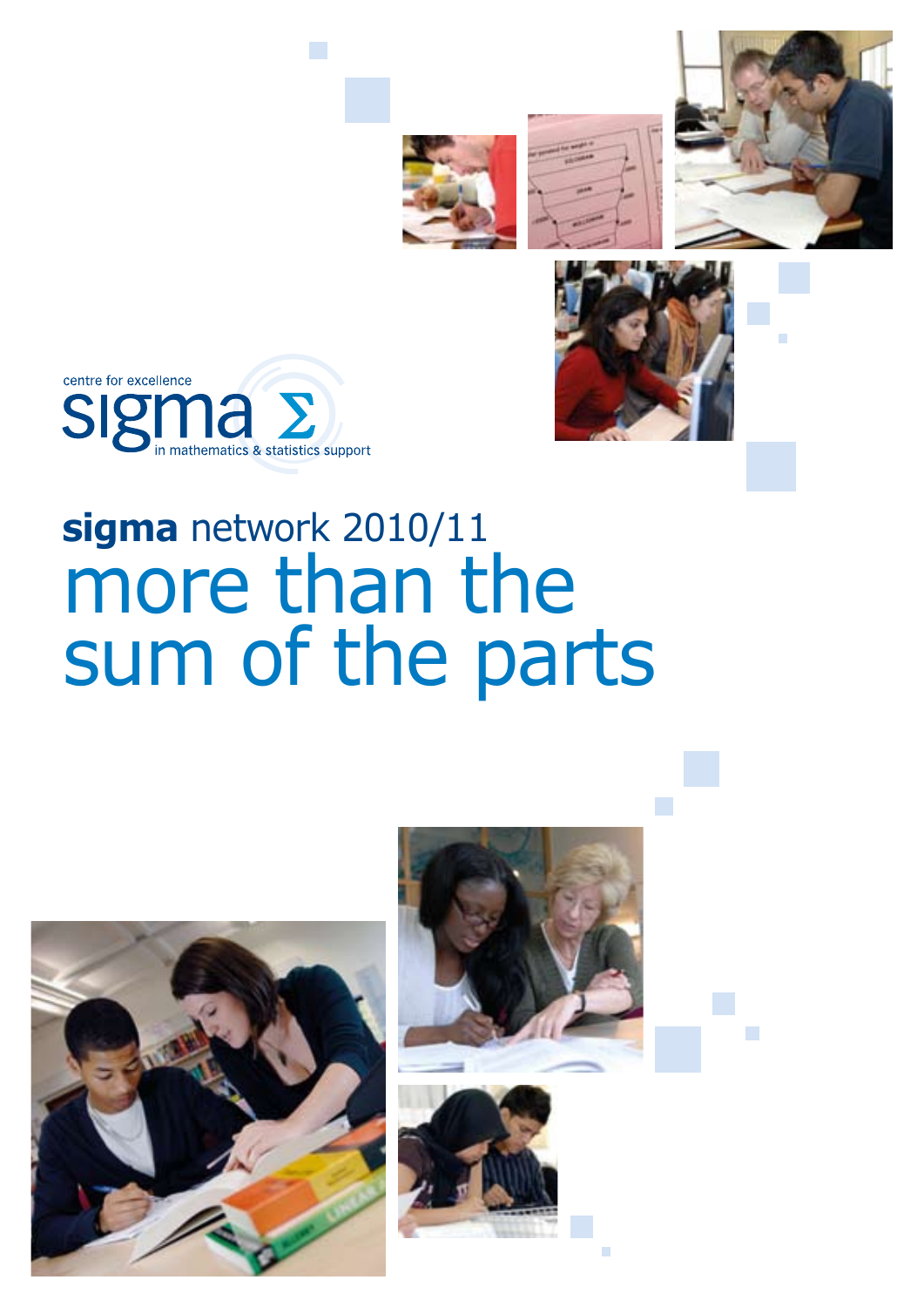centre for excellence

sigma Σ

in mathematics & statistics support

# **sigma** network 2010/11

# more than the sum of the parts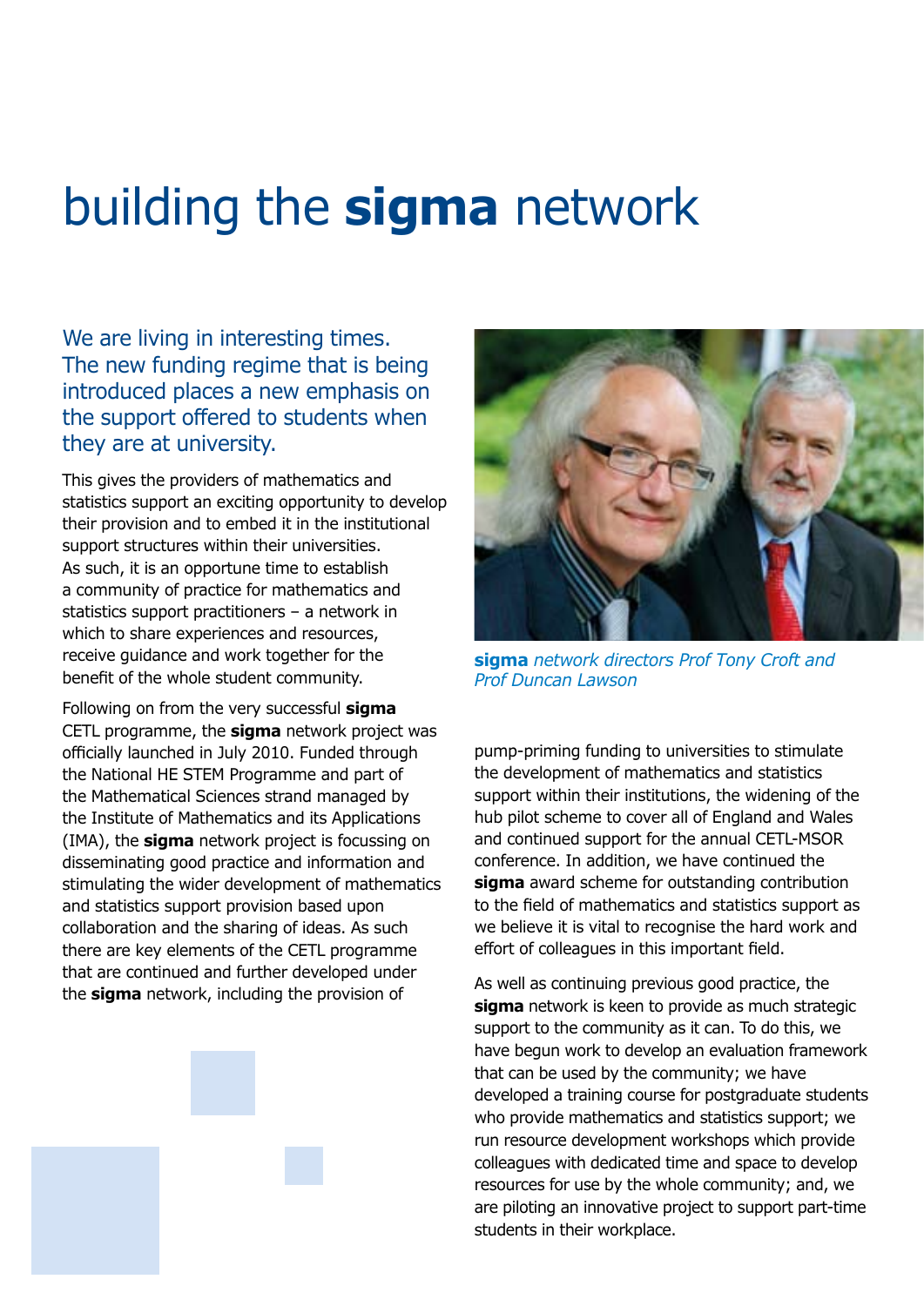# building the **sigma** network

We are living in interesting times. The new funding regime that is being introduced places a new emphasis on the support offered to students when they are at university.

This gives the providers of mathematics and statistics support an exciting opportunity to develop their provision and to embed it in the institutional support structures within their universities. As such, it is an opportune time to establish a community of practice for mathematics and statistics support practitioners – a network in which to share experiences and resources, receive guidance and work together for the benefit of the whole student community.

Following on from the very successful **sigma** CETL programme, the **sigma** network project was officially launched in July 2010. Funded through the National HE STEM Programme and part of the Mathematical Sciences strand managed by the Institute of Mathematics and its Applications (IMA), the **sigma** network project is focussing on disseminating good practice and information and stimulating the wider development of mathematics and statistics support provision based upon collaboration and the sharing of ideas. As such there are key elements of the CETL programme that are continued and further developed under the **sigma** network, including the provision of pump-priming funding to universities to stimulate the development of mathematics and statistics support within their institutions, the widening of the hub pilot scheme to cover all of England and Wales and continued support for the annual CETL-MSOR conference. In addition, we have continued the **sigma** award scheme for outstanding contribution to the field of mathematics and statistics support as we believe it is vital to recognise the hard work and effort of colleagues in this important field.

**sigma** *network directors Prof Tony Croft and Prof Duncan Lawson*

As well as continuing previous good practice, the **sigma** network is keen to provide as much strategic support to the community as it can. To do this, we have begun work to develop an evaluation framework that can be used by the community; we have developed a training course for postgraduate students who provide mathematics and statistics support; we run resource development workshops which provide colleagues with dedicated time and space to develop resources for use by the whole community; and, we are piloting an innovative project to support part-time students in their workplace.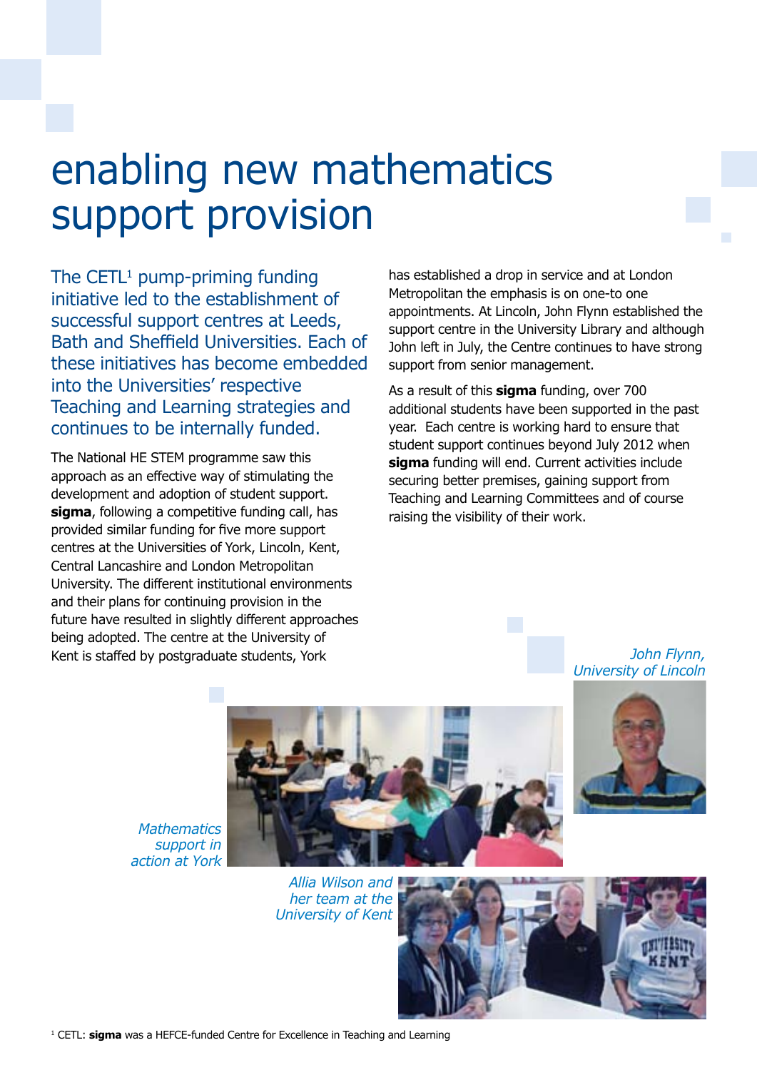# enabling new mathematics support provision

The CETL[1] pump-priming funding initiative led to the establishment of successful support centres at Leeds, Bath and Sheffield Universities. Each of these initiatives has become embedded into the Universities' respective Teaching and Learning strategies and continues to be internally funded.

The National HE STEM programme saw this approach as an effective way of stimulating the development and adoption of student support. **sigma**, following a competitive funding call, has provided similar funding for five more support centres at the Universities of York, Lincoln, Kent, Central Lancashire and London Metropolitan University. The different institutional environments and their plans for continuing provision in the future have resulted in slightly different approaches being adopted. The centre at the University of Kent is staffed by postgraduate students, York has established a drop in service and at London Metropolitan the emphasis is on one-to one appointments. At Lincoln, John Flynn established the support centre in the University Library and although John left in July, the Centre continues to have strong support from senior management.

As a result of this **sigma** funding, over 700 additional students have been supported in the past year. Each centre is working hard to ensure that student support continues beyond July 2012 when **sigma** funding will end. Current activities include securing better premises, gaining support from Teaching and Learning Committees and of course raising the visibility of their work.

*John Flynn, University of Lincoln*

*Mathematics support in action at York*

*Allia Wilson and her team at the University of Kent*

[1] CETL: **sigma** was a HEFCE-funded Centre for Excellence in Teaching and Learning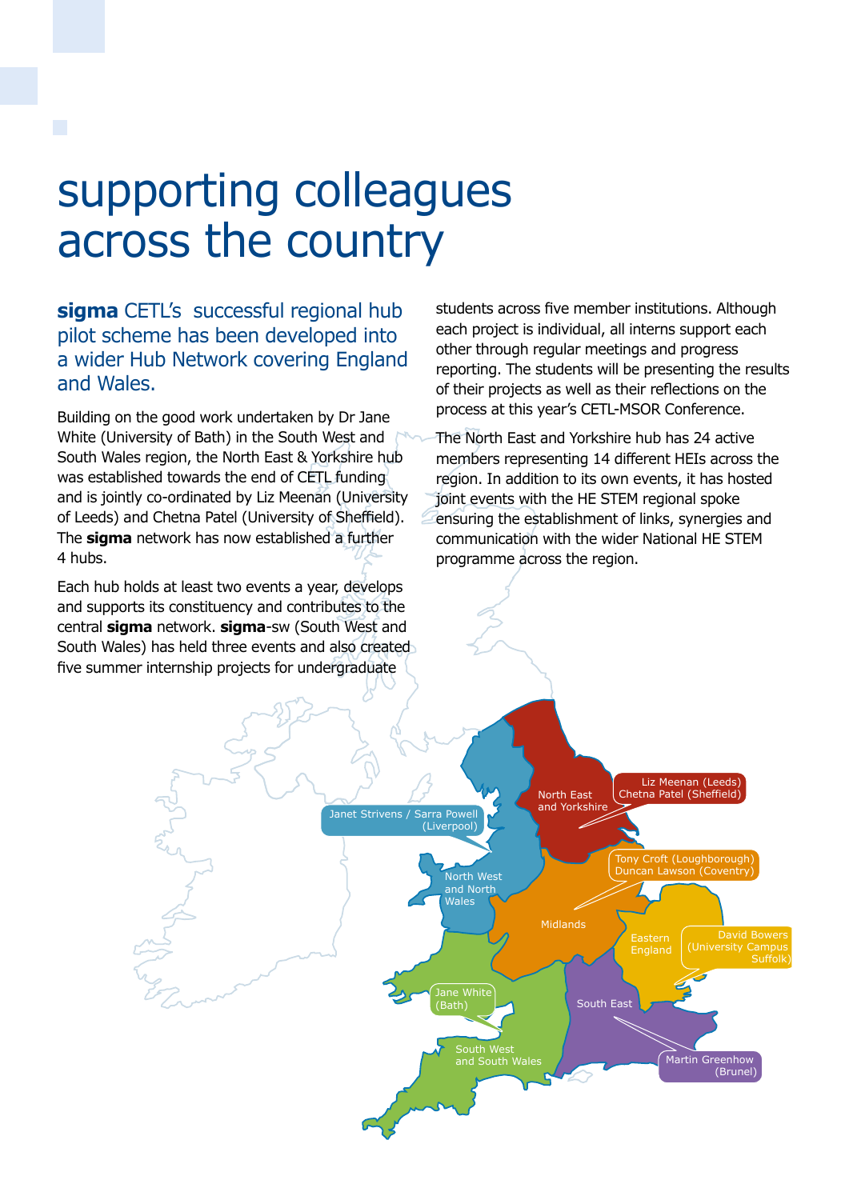# supporting colleagues across the country

## **sigma** CETL's successful regional hub pilot scheme has been developed into a wider Hub Network covering England and Wales.

Building on the good work undertaken by Dr Jane White (University of Bath) in the South West and South Wales region, the North East & Yorkshire hub was established towards the end of CETL funding and is jointly co-ordinated by Liz Meenan (University of Leeds) and Chetna Patel (University of Sheffield). The **sigma** network has now established a further 4 hubs.

Each hub holds at least two events a year, develops and supports its constituency and contributes to the central **sigma** network. **sigma**-sw (South West and South Wales) has held three events and also created five summer internship projects for undergraduate students across five member institutions. Although each project is individual, all interns support each other through regular meetings and progress reporting. The students will be presenting the results of their projects as well as their reflections on the process at this year's CETL-MSOR Conference.

The North East and Yorkshire hub has 24 active members representing 14 different HEIs across the region. In addition to its own events, it has hosted joint events with the HE STEM regional spoke ensuring the establishment of links, synergies and communication with the wider National HE STEM programme across the region.

North East and Yorkshire – Liz Meenan (Leeds), Chetna Patel (Sheffield)

North West and North Wales – Janet Strivens / Sarra Powell (Liverpool)

Midlands – Tony Croft (Loughborough), Duncan Lawson (Coventry)

Eastern England – David Bowers (University Campus Suffolk)

South East – Martin Greenhow (Brunel)

South West and South Wales – Jane White (Bath)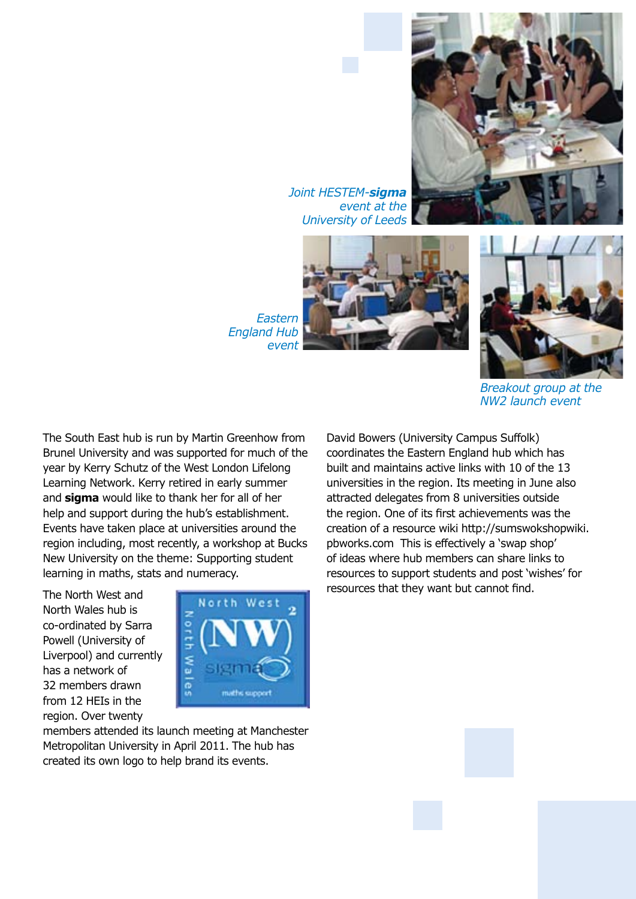*Joint HESTEM-**sigma** event at the University of Leeds*

*Eastern England Hub event*

*Breakout group at the NW2 launch event*

The South East hub is run by Martin Greenhow from Brunel University and was supported for much of the year by Kerry Schutz of the West London Lifelong Learning Network. Kerry retired in early summer and **sigma** would like to thank her for all of her help and support during the hub's establishment. Events have taken place at universities around the region including, most recently, a workshop at Bucks New University on the theme: Supporting student learning in maths, stats and numeracy.

The North West and North Wales hub is co-ordinated by Sarra Powell (University of Liverpool) and currently has a network of 32 members drawn from 12 HEIs in the region. Over twenty members attended its launch meeting at Manchester Metropolitan University in April 2011. The hub has created its own logo to help brand its events.

David Bowers (University Campus Suffolk) coordinates the Eastern England hub which has built and maintains active links with 10 of the 13 universities in the region. Its meeting in June also attracted delegates from 8 universities outside the region. One of its first achievements was the creation of a resource wiki http://sumswokshopwiki.pbworks.com This is effectively a 'swap shop' of ideas where hub members can share links to resources to support students and post 'wishes' for resources that they want but cannot find.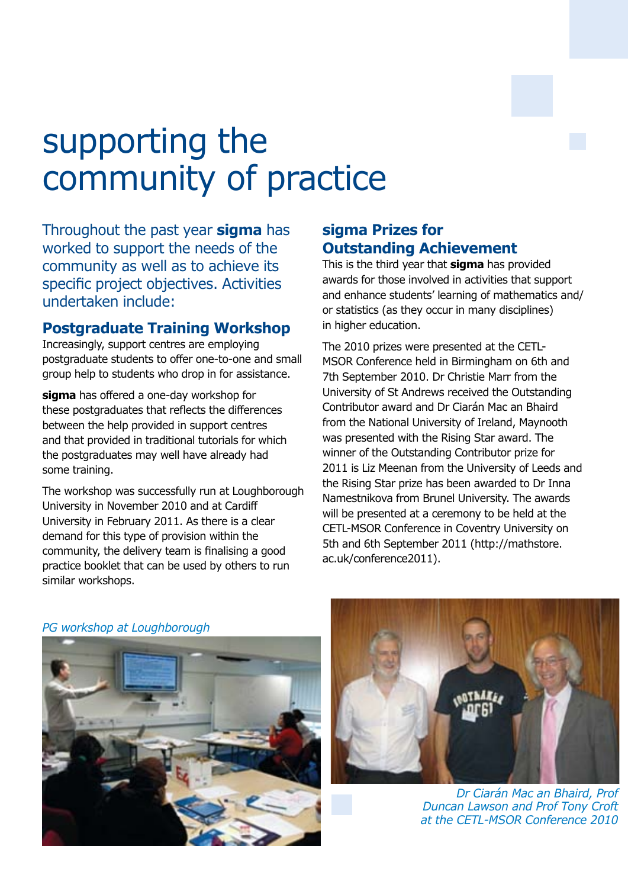# supporting the community of practice

Throughout the past year **sigma** has worked to support the needs of the community as well as to achieve its specific project objectives. Activities undertaken include:

## Postgraduate Training Workshop

Increasingly, support centres are employing postgraduate students to offer one-to-one and small group help to students who drop in for assistance.

**sigma** has offered a one-day workshop for these postgraduates that reflects the differences between the help provided in support centres and that provided in traditional tutorials for which the postgraduates may well have already had some training.

The workshop was successfully run at Loughborough University in November 2010 and at Cardiff University in February 2011. As there is a clear demand for this type of provision within the community, the delivery team is finalising a good practice booklet that can be used by others to run similar workshops.

## sigma Prizes for Outstanding Achievement

This is the third year that **sigma** has provided awards for those involved in activities that support and enhance students' learning of mathematics and/or statistics (as they occur in many disciplines) in higher education.

The 2010 prizes were presented at the CETL-MSOR Conference held in Birmingham on 6th and 7th September 2010. Dr Christie Marr from the University of St Andrews received the Outstanding Contributor award and Dr Ciarán Mac an Bhaird from the National University of Ireland, Maynooth was presented with the Rising Star award. The winner of the Outstanding Contributor prize for 2011 is Liz Meenan from the University of Leeds and the Rising Star prize has been awarded to Dr Inna Namestnikova from Brunel University. The awards will be presented at a ceremony to be held at the CETL-MSOR Conference in Coventry University on 5th and 6th September 2011 (http://mathstore.ac.uk/conference2011).

*PG workshop at Loughborough*

*Dr Ciarán Mac an Bhaird, Prof Duncan Lawson and Prof Tony Croft at the CETL-MSOR Conference 2010*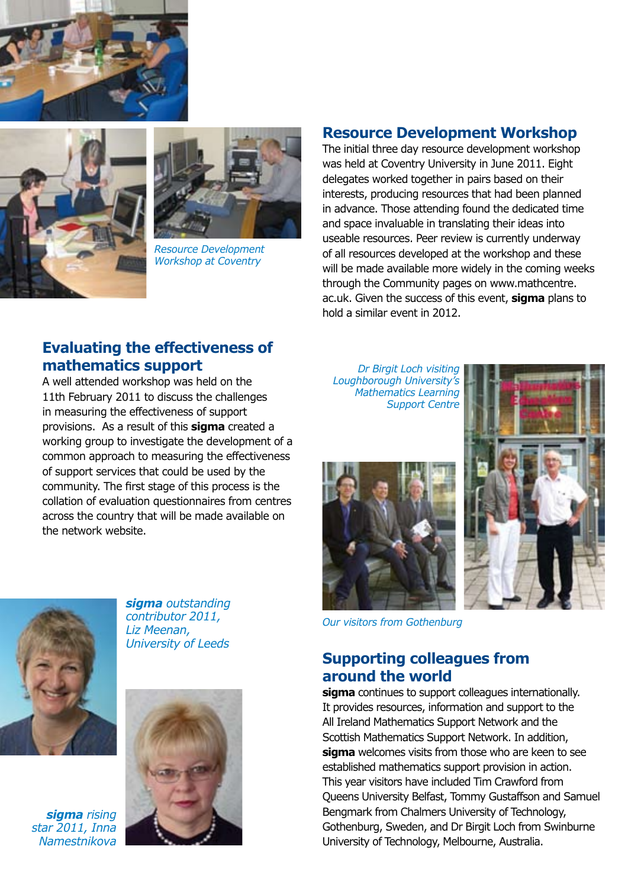*Resource Development Workshop at Coventry*

## Resource Development Workshop

The initial three day resource development workshop was held at Coventry University in June 2011. Eight delegates worked together in pairs based on their interests, producing resources that had been planned in advance. Those attending found the dedicated time and space invaluable in translating their ideas into useable resources. Peer review is currently underway of all resources developed at the workshop and these will be made available more widely in the coming weeks through the Community pages on www.mathcentre.ac.uk. Given the success of this event, **sigma** plans to hold a similar event in 2012.

## Evaluating the effectiveness of mathematics support

A well attended workshop was held on the 11th February 2011 to discuss the challenges in measuring the effectiveness of support provisions. As a result of this **sigma** created a working group to investigate the development of a common approach to measuring the effectiveness of support services that could be used by the community. The first stage of this process is the collation of evaluation questionnaires from centres across the country that will be made available on the network website.

*Dr Birgit Loch visiting Loughborough University's Mathematics Learning Support Centre*

*Our visitors from Gothenburg*

***sigma** outstanding contributor 2011, Liz Meenan, University of Leeds*

***sigma** rising star 2011, Inna Namestnikova*

## Supporting colleagues from around the world

**sigma** continues to support colleagues internationally. It provides resources, information and support to the All Ireland Mathematics Support Network and the Scottish Mathematics Support Network. In addition, **sigma** welcomes visits from those who are keen to see established mathematics support provision in action. This year visitors have included Tim Crawford from Queens University Belfast, Tommy Gustaffson and Samuel Bengmark from Chalmers University of Technology, Gothenburg, Sweden, and Dr Birgit Loch from Swinburne University of Technology, Melbourne, Australia.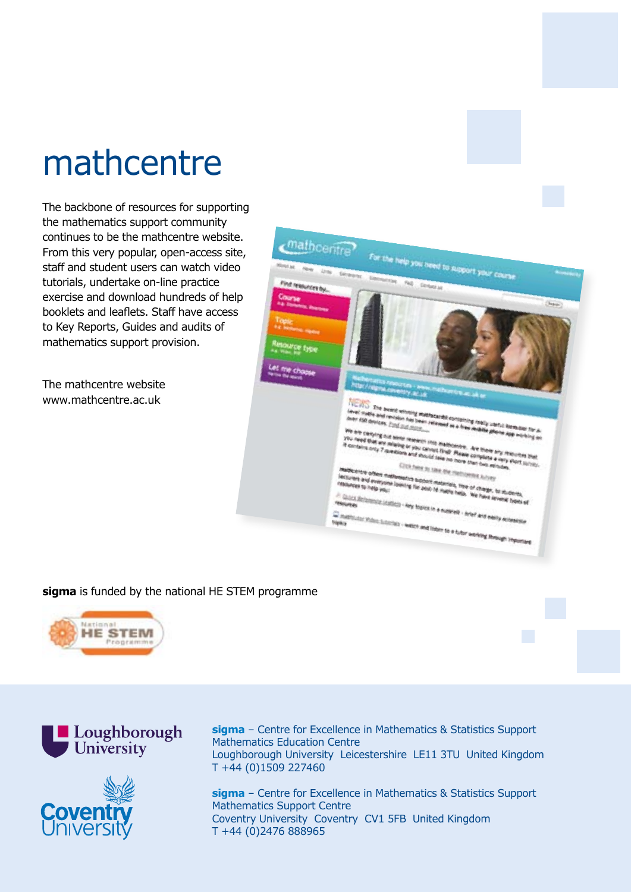# mathcentre

The backbone of resources for supporting the mathematics support community continues to be the mathcentre website. From this very popular, open-access site, staff and student users can watch video tutorials, undertake on-line practice exercise and download hundreds of help booklets and leaflets. Staff have access to Key Reports, Guides and audits of mathematics support provision.

The mathcentre website
www.mathcentre.ac.uk

**sigma** is funded by the national HE STEM programme

**sigma** – Centre for Excellence in Mathematics & Statistics Support
Mathematics Education Centre
Loughborough University Leicestershire LE11 3TU United Kingdom
T +44 (0)1509 227460

**sigma** – Centre for Excellence in Mathematics & Statistics Support
Mathematics Support Centre
Coventry University Coventry CV1 5FB United Kingdom
T +44 (0)2476 888965